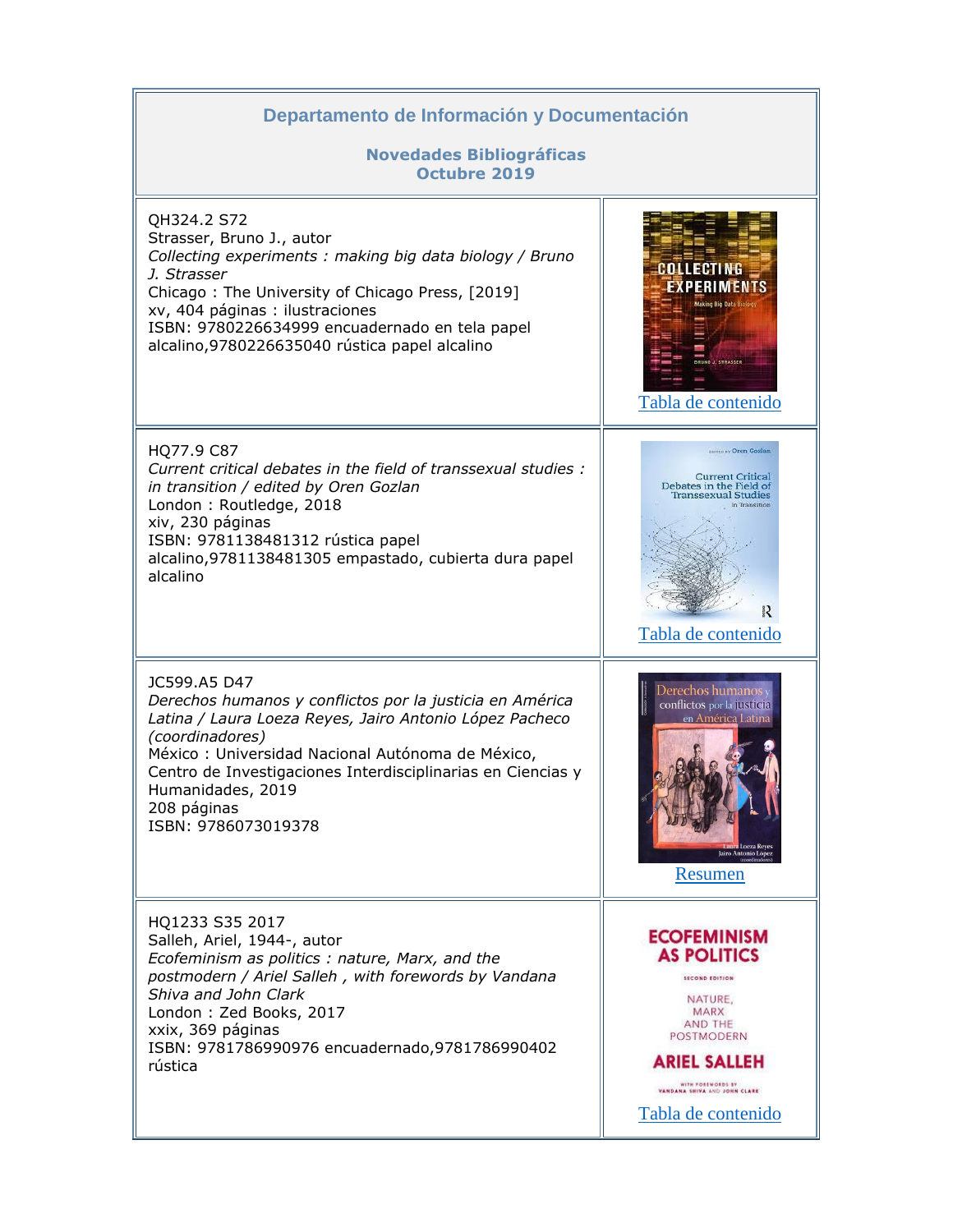## Departamento de Información y Documentación

### Novedades Bibliográficas
### Octubre 2019

| | |
|---|---|
| QH324.2 S72<br>Strasser, Bruno J., autor<br>*Collecting experiments : making big data biology / Bruno J. Strasser*<br>Chicago : The University of Chicago Press, [2019]<br>xv, 404 páginas : ilustraciones<br>ISBN: 9780226634999 encuadernado en tela papel alcalino,9780226635040 rústica papel alcalino | Tabla de contenido |
| HQ77.9 C87<br>*Current critical debates in the field of transsexual studies : in transition / edited by Oren Gozlan*<br>London : Routledge, 2018<br>xiv, 230 páginas<br>ISBN: 9781138481312 rústica papel alcalino,9781138481305 empastado, cubierta dura papel alcalino | Tabla de contenido |
| JC599.A5 D47<br>*Derechos humanos y conflictos por la justicia en América Latina / Laura Loeza Reyes, Jairo Antonio López Pacheco (coordinadores)*<br>México : Universidad Nacional Autónoma de México, Centro de Investigaciones Interdisciplinarias en Ciencias y Humanidades, 2019<br>208 páginas<br>ISBN: 9786073019378 | Resumen |
| HQ1233 S35 2017<br>Salleh, Ariel, 1944-, autor<br>*Ecofeminism as politics : nature, Marx, and the postmodern / Ariel Salleh , with forewords by Vandana Shiva and John Clark*<br>London : Zed Books, 2017<br>xxix, 369 páginas<br>ISBN: 9781786990976 encuadernado,9781786990402 rústica | Tabla de contenido |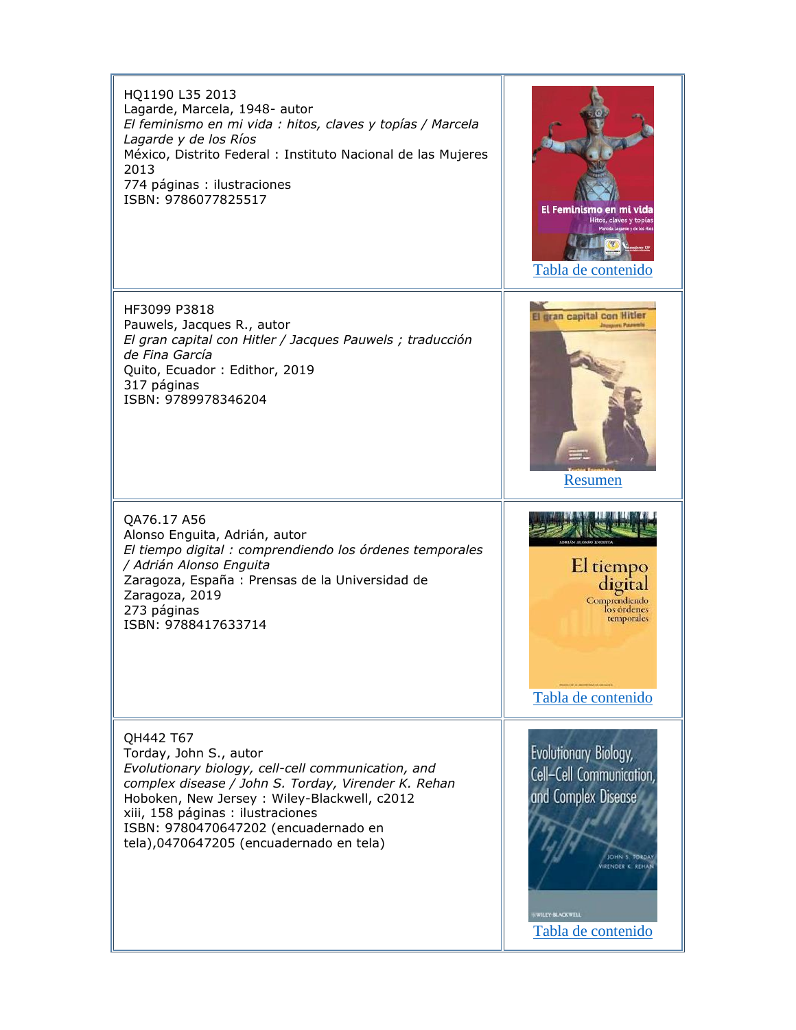| | |
|---|---|
| HQ1190 L35 2013<br>Lagarde, Marcela, 1948- autor<br>*El feminismo en mi vida : hitos, claves y topías / Marcela Lagarde y de los Ríos*<br>México, Distrito Federal : Instituto Nacional de las Mujeres 2013<br>774 páginas : ilustraciones<br>ISBN: 9786077825517 | Tabla de contenido |
| HF3099 P3818<br>Pauwels, Jacques R., autor<br>*El gran capital con Hitler / Jacques Pauwels ; traducción de Fina García*<br>Quito, Ecuador : Edithor, 2019<br>317 páginas<br>ISBN: 9789978346204 | Resumen |
| QA76.17 A56<br>Alonso Enguita, Adrián, autor<br>*El tiempo digital : comprendiendo los órdenes temporales / Adrián Alonso Enguita*<br>Zaragoza, España : Prensas de la Universidad de Zaragoza, 2019<br>273 páginas<br>ISBN: 9788417633714 | Tabla de contenido |
| QH442 T67<br>Torday, John S., autor<br>*Evolutionary biology, cell-cell communication, and complex disease / John S. Torday, Virender K. Rehan*<br>Hoboken, New Jersey : Wiley-Blackwell, c2012<br>xiii, 158 páginas : ilustraciones<br>ISBN: 9780470647202 (encuadernado en tela),0470647205 (encuadernado en tela) | Tabla de contenido |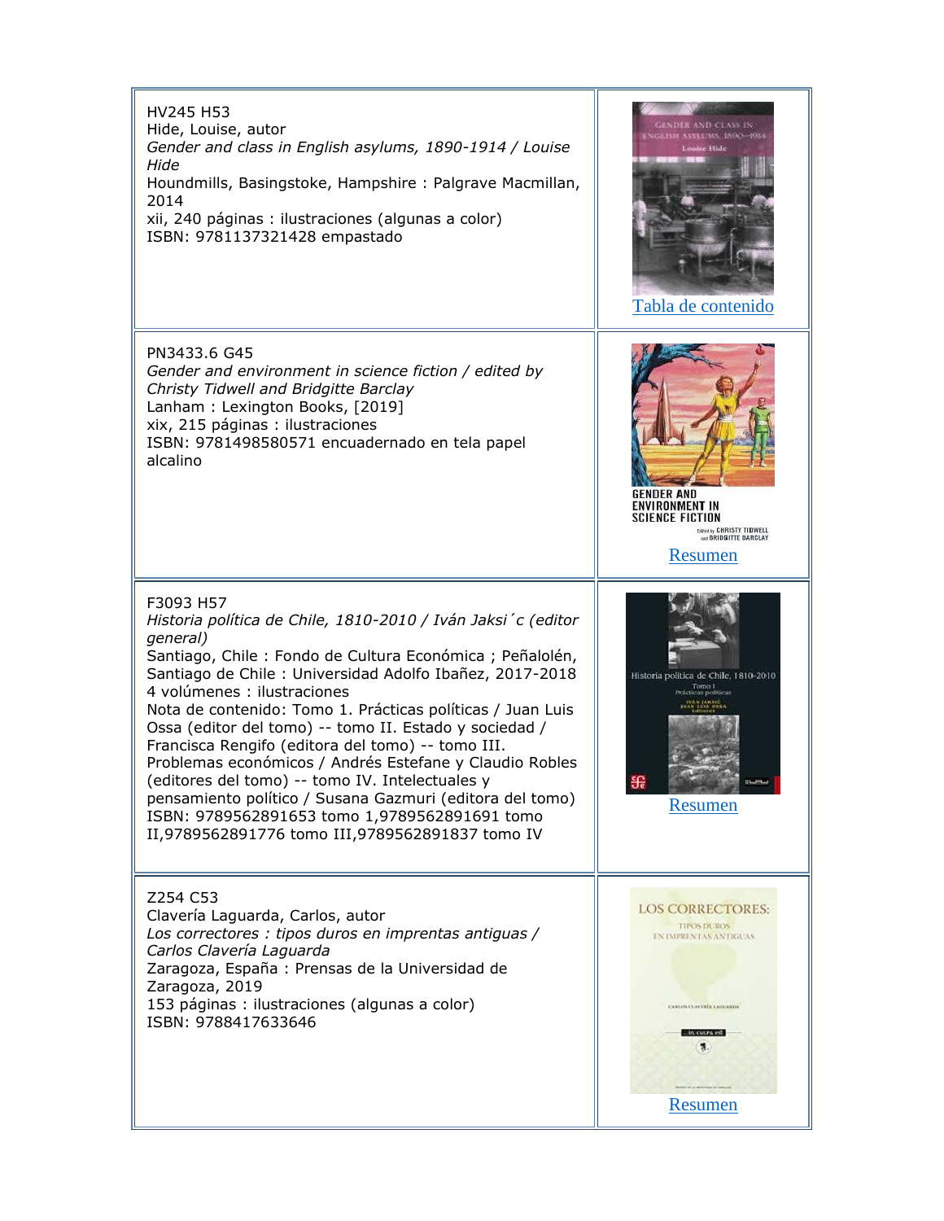| | |
|---|---|
| HV245 H53<br>Hide, Louise, autor<br>*Gender and class in English asylums, 1890-1914 / Louise Hide*<br>Houndmills, Basingstoke, Hampshire : Palgrave Macmillan, 2014<br>xii, 240 páginas : ilustraciones (algunas a color)<br>ISBN: 9781137321428 empastado | Tabla de contenido |
| PN3433.6 G45<br>*Gender and environment in science fiction / edited by Christy Tidwell and Bridgitte Barclay*<br>Lanham : Lexington Books, [2019]<br>xix, 215 páginas : ilustraciones<br>ISBN: 9781498580571 encuadernado en tela papel alcalino | Resumen |
| F3093 H57<br>*Historia política de Chile, 1810-2010 / Iván Jaksi´c (editor general)*<br>Santiago, Chile : Fondo de Cultura Económica ; Peñalolén, Santiago de Chile : Universidad Adolfo Ibañez, 2017-2018<br>4 volúmenes : ilustraciones<br>Nota de contenido: Tomo 1. Prácticas políticas / Juan Luis Ossa (editor del tomo) -- tomo II. Estado y sociedad / Francisca Rengifo (editora del tomo) -- tomo III. Problemas económicos / Andrés Estefane y Claudio Robles (editores del tomo) -- tomo IV. Intelectuales y pensamiento político / Susana Gazmuri (editora del tomo)<br>ISBN: 9789562891653 tomo 1,9789562891691 tomo II,9789562891776 tomo III,9789562891837 tomo IV | Resumen |
| Z254 C53<br>Clavería Laguarda, Carlos, autor<br>*Los correctores : tipos duros en imprentas antiguas / Carlos Clavería Laguarda*<br>Zaragoza, España : Prensas de la Universidad de Zaragoza, 2019<br>153 páginas : ilustraciones (algunas a color)<br>ISBN: 9788417633646 | Resumen |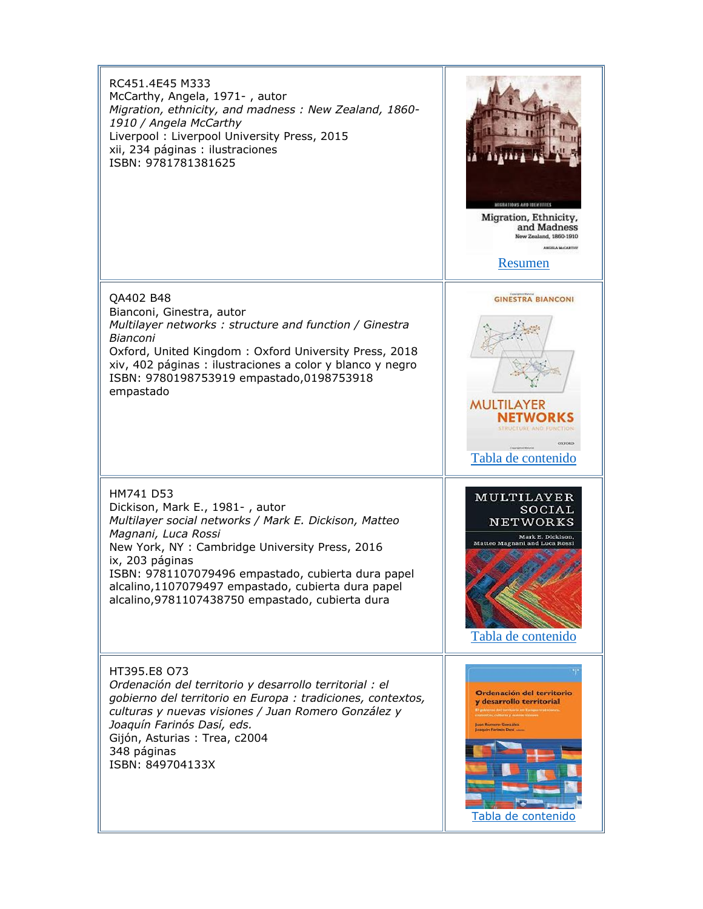| | |
|---|---|
| RC451.4E45 M333<br>McCarthy, Angela, 1971- , autor<br>*Migration, ethnicity, and madness : New Zealand, 1860-1910 / Angela McCarthy*<br>Liverpool : Liverpool University Press, 2015<br>xii, 234 páginas : ilustraciones<br>ISBN: 9781781381625 | Resumen |
| QA402 B48<br>Bianconi, Ginestra, autor<br>*Multilayer networks : structure and function / Ginestra Bianconi*<br>Oxford, United Kingdom : Oxford University Press, 2018<br>xiv, 402 páginas : ilustraciones a color y blanco y negro<br>ISBN: 9780198753919 empastado,0198753918 empastado | Tabla de contenido |
| HM741 D53<br>Dickison, Mark E., 1981- , autor<br>*Multilayer social networks / Mark E. Dickison, Matteo Magnani, Luca Rossi*<br>New York, NY : Cambridge University Press, 2016<br>ix, 203 páginas<br>ISBN: 9781107079496 empastado, cubierta dura papel alcalino,1107079497 empastado, cubierta dura papel alcalino,9781107438750 empastado, cubierta dura | Tabla de contenido |
| HT395.E8 O73<br>*Ordenación del territorio y desarrollo territorial : el gobierno del territorio en Europa : tradiciones, contextos, culturas y nuevas visiones / Juan Romero González y Joaquín Farinós Dasí, eds.*<br>Gijón, Asturias : Trea, c2004<br>348 páginas<br>ISBN: 849704133X | Tabla de contenido |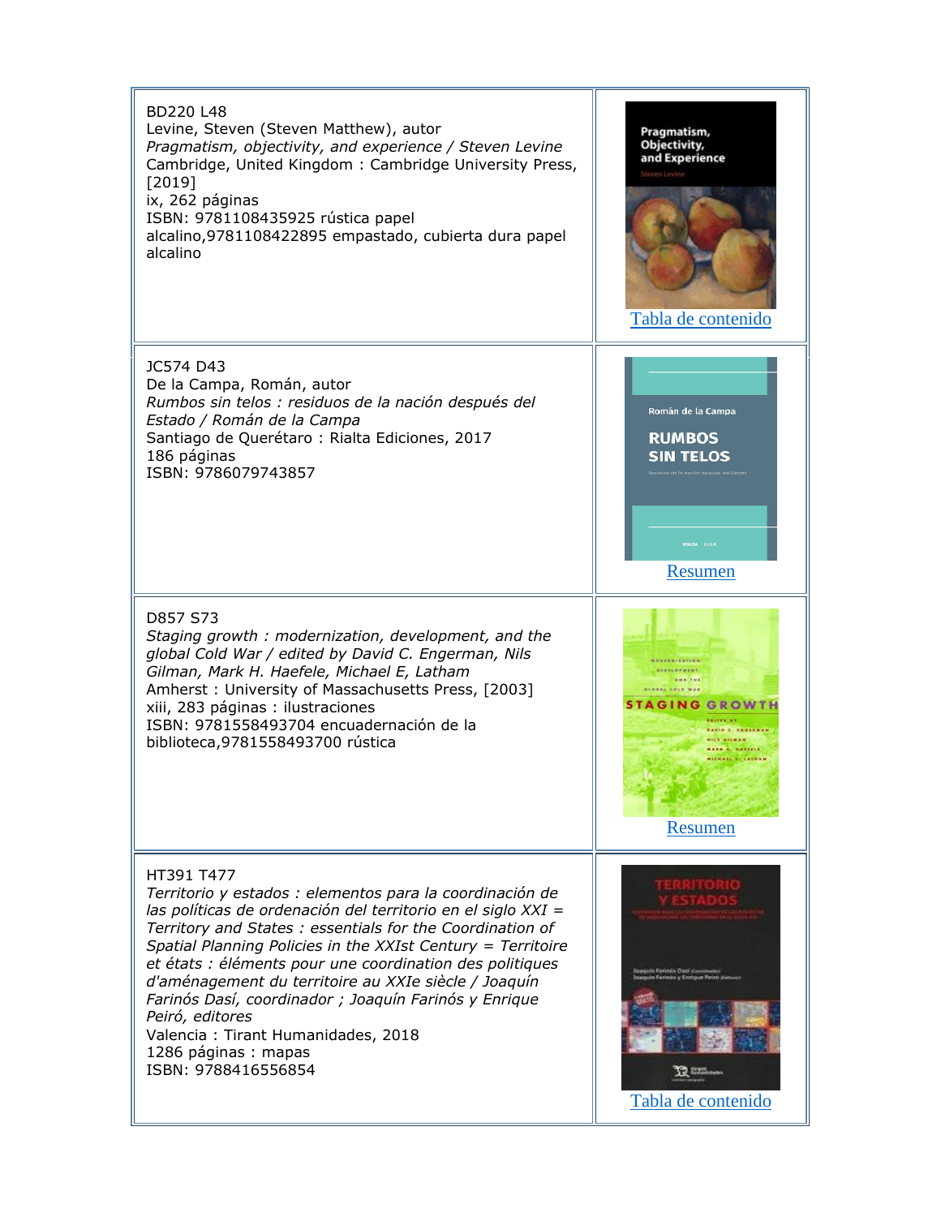| | |
|---|---|
| BD220 L48<br>Levine, Steven (Steven Matthew), autor<br>*Pragmatism, objectivity, and experience / Steven Levine*<br>Cambridge, United Kingdom : Cambridge University Press, [2019]<br>ix, 262 páginas<br>ISBN: 9781108435925 rústica papel alcalino,9781108422895 empastado, cubierta dura papel alcalino | Tabla de contenido |
| JC574 D43<br>De la Campa, Román, autor<br>*Rumbos sin telos : residuos de la nación después del Estado / Román de la Campa*<br>Santiago de Querétaro : Rialta Ediciones, 2017<br>186 páginas<br>ISBN: 9786079743857 | Resumen |
| D857 S73<br>*Staging growth : modernization, development, and the global Cold War / edited by David C. Engerman, Nils Gilman, Mark H. Haefele, Michael E, Latham*<br>Amherst : University of Massachusetts Press, [2003]<br>xiii, 283 páginas : ilustraciones<br>ISBN: 9781558493704 encuadernación de la biblioteca,9781558493700 rústica | Resumen |
| HT391 T477<br>*Territorio y estados : elementos para la coordinación de las políticas de ordenación del territorio en el siglo XXI = Territory and States : essentials for the Coordination of Spatial Planning Policies in the XXIst Century = Territoire et états : éléments pour une coordination des politiques d'aménagement du territoire au XXIe siècle / Joaquín Farinós Dasí, coordinador ; Joaquín Farinós y Enrique Peiró, editores*<br>Valencia : Tirant Humanidades, 2018<br>1286 páginas : mapas<br>ISBN: 9788416556854 | Tabla de contenido |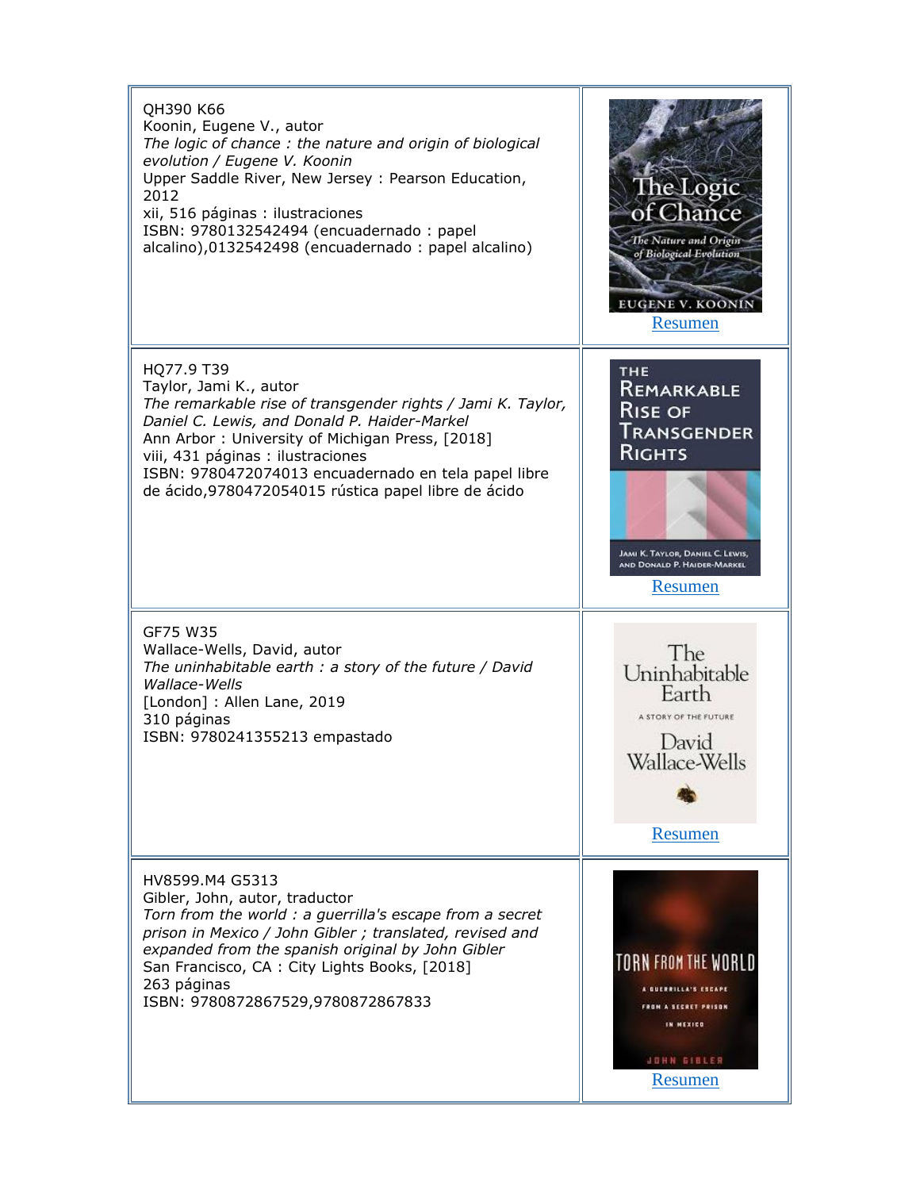| | |
|---|---|
| QH390 K66<br>Koonin, Eugene V., autor<br>*The logic of chance : the nature and origin of biological evolution / Eugene V. Koonin*<br>Upper Saddle River, New Jersey : Pearson Education, 2012<br>xii, 516 páginas : ilustraciones<br>ISBN: 9780132542494 (encuadernado : papel alcalino),0132542498 (encuadernado : papel alcalino) | Resumen |
| HQ77.9 T39<br>Taylor, Jami K., autor<br>*The remarkable rise of transgender rights / Jami K. Taylor, Daniel C. Lewis, and Donald P. Haider-Markel*<br>Ann Arbor : University of Michigan Press, [2018]<br>viii, 431 páginas : ilustraciones<br>ISBN: 9780472074013 encuadernado en tela papel libre de ácido,9780472054015 rústica papel libre de ácido | Resumen |
| GF75 W35<br>Wallace-Wells, David, autor<br>*The uninhabitable earth : a story of the future / David Wallace-Wells*<br>[London] : Allen Lane, 2019<br>310 páginas<br>ISBN: 9780241355213 empastado | Resumen |
| HV8599.M4 G5313<br>Gibler, John, autor, traductor<br>*Torn from the world : a guerrilla's escape from a secret prison in Mexico / John Gibler ; translated, revised and expanded from the spanish original by John Gibler*<br>San Francisco, CA : City Lights Books, [2018]<br>263 páginas<br>ISBN: 9780872867529,9780872867833 | Resumen |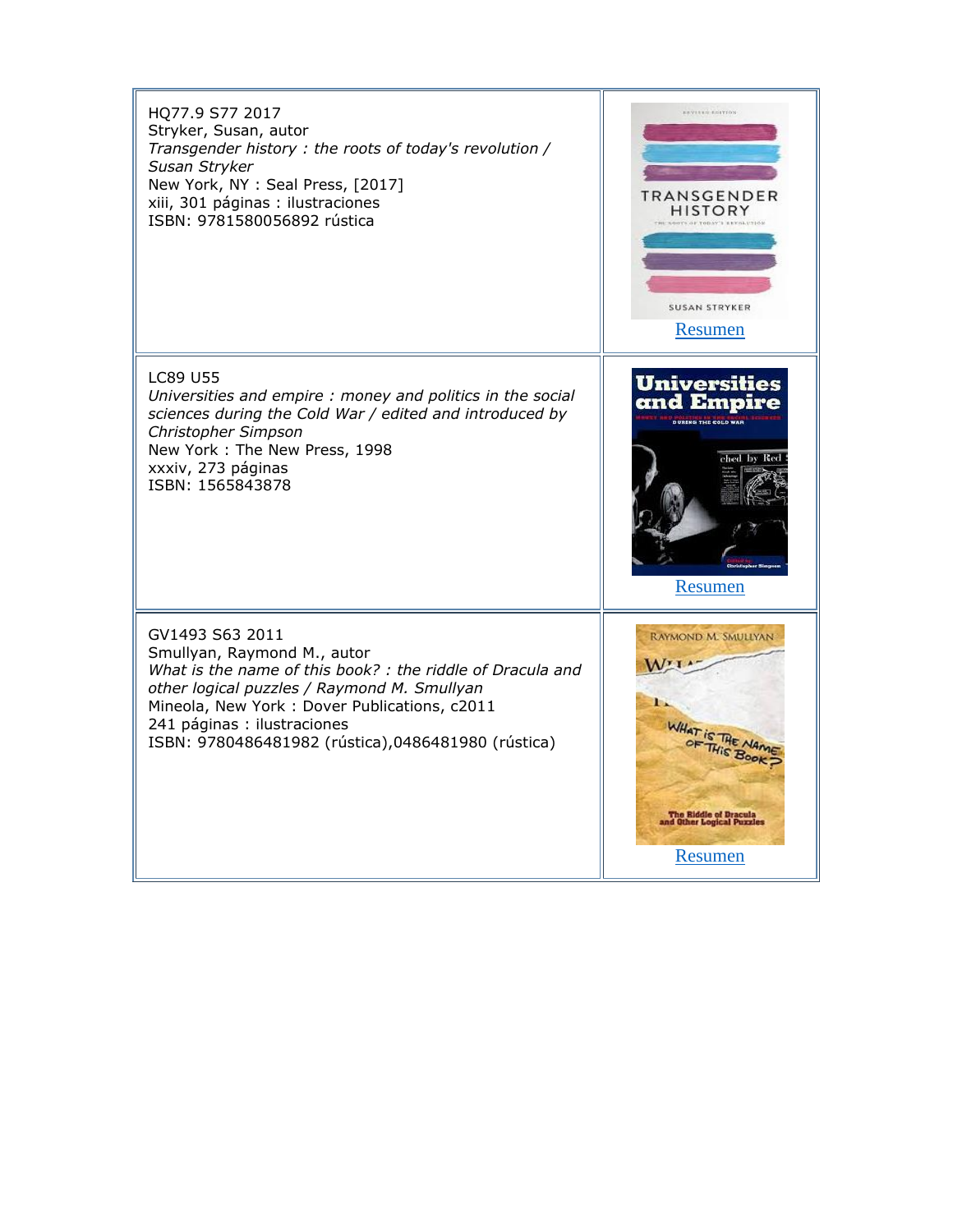| | |
|---|---|
| HQ77.9 S77 2017<br>Stryker, Susan, autor<br>*Transgender history : the roots of today's revolution / Susan Stryker*<br>New York, NY : Seal Press, [2017]<br>xiii, 301 páginas : ilustraciones<br>ISBN: 9781580056892 rústica | Resumen |
| LC89 U55<br>*Universities and empire : money and politics in the social sciences during the Cold War / edited and introduced by Christopher Simpson*<br>New York : The New Press, 1998<br>xxxiv, 273 páginas<br>ISBN: 1565843878 | Resumen |
| GV1493 S63 2011<br>Smullyan, Raymond M., autor<br>*What is the name of this book? : the riddle of Dracula and other logical puzzles / Raymond M. Smullyan*<br>Mineola, New York : Dover Publications, c2011<br>241 páginas : ilustraciones<br>ISBN: 9780486481982 (rústica),0486481980 (rústica) | Resumen |